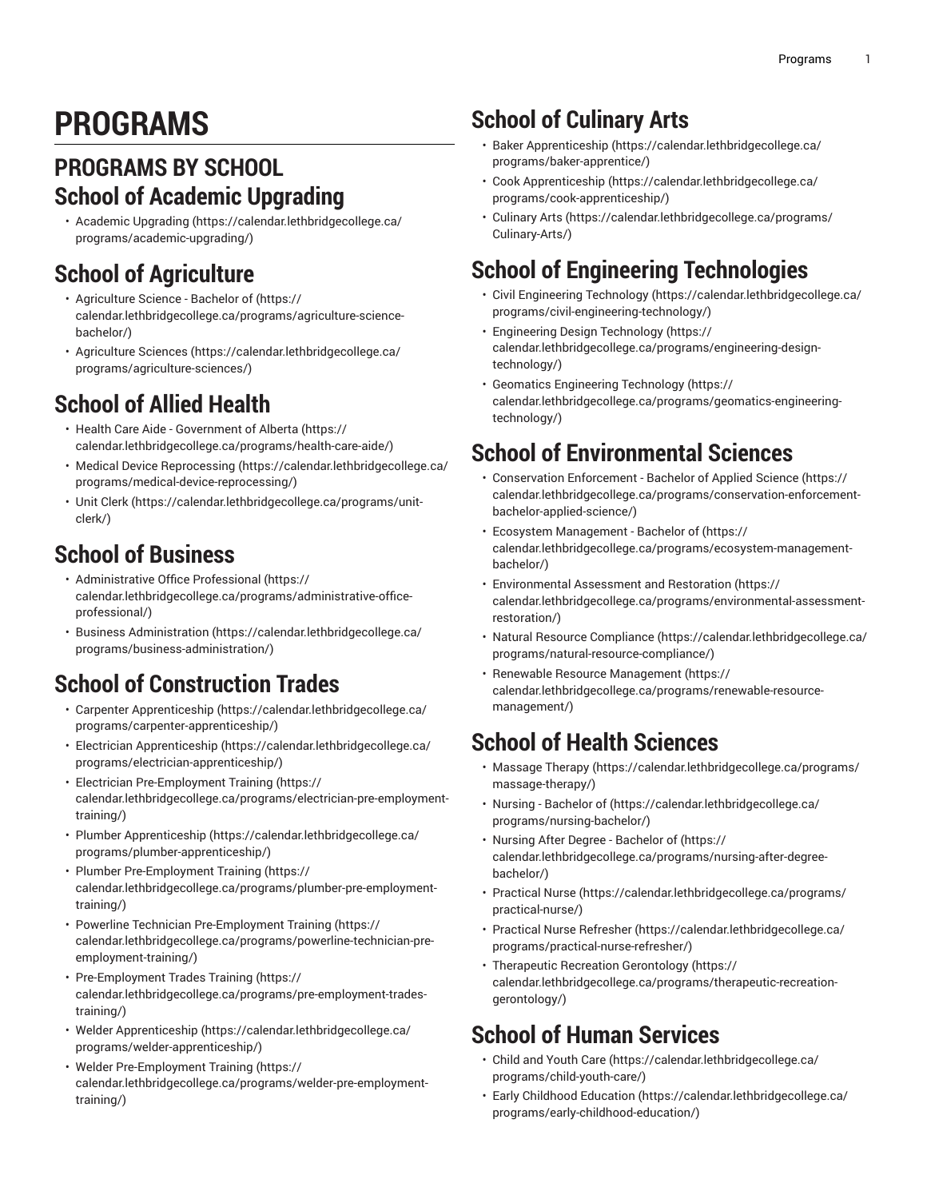# PROGRAMS

## PROGRAMS BY SCHOOL

## School of Academic Upgrading

- Academic Upgrading (https://calendar.lethbridgecollege.ca/programs/academic-upgrading/)

## School of Agriculture

- Agriculture Science - Bachelor of (https://calendar.lethbridgecollege.ca/programs/agriculture-science-bachelor/)
- Agriculture Sciences (https://calendar.lethbridgecollege.ca/programs/agriculture-sciences/)

## School of Allied Health

- Health Care Aide - Government of Alberta (https://calendar.lethbridgecollege.ca/programs/health-care-aide/)
- Medical Device Reprocessing (https://calendar.lethbridgecollege.ca/programs/medical-device-reprocessing/)
- Unit Clerk (https://calendar.lethbridgecollege.ca/programs/unit-clerk/)

## School of Business

- Administrative Office Professional (https://calendar.lethbridgecollege.ca/programs/administrative-office-professional/)
- Business Administration (https://calendar.lethbridgecollege.ca/programs/business-administration/)

## School of Construction Trades

- Carpenter Apprenticeship (https://calendar.lethbridgecollege.ca/programs/carpenter-apprenticeship/)
- Electrician Apprenticeship (https://calendar.lethbridgecollege.ca/programs/electrician-apprenticeship/)
- Electrician Pre-Employment Training (https://calendar.lethbridgecollege.ca/programs/electrician-pre-employment-training/)
- Plumber Apprenticeship (https://calendar.lethbridgecollege.ca/programs/plumber-apprenticeship/)
- Plumber Pre-Employment Training (https://calendar.lethbridgecollege.ca/programs/plumber-pre-employment-training/)
- Powerline Technician Pre-Employment Training (https://calendar.lethbridgecollege.ca/programs/powerline-technician-pre-employment-training/)
- Pre-Employment Trades Training (https://calendar.lethbridgecollege.ca/programs/pre-employment-trades-training/)
- Welder Apprenticeship (https://calendar.lethbridgecollege.ca/programs/welder-apprenticeship/)
- Welder Pre-Employment Training (https://calendar.lethbridgecollege.ca/programs/welder-pre-employment-training/)

## School of Culinary Arts

- Baker Apprenticeship (https://calendar.lethbridgecollege.ca/programs/baker-apprentice/)
- Cook Apprenticeship (https://calendar.lethbridgecollege.ca/programs/cook-apprenticeship/)
- Culinary Arts (https://calendar.lethbridgecollege.ca/programs/Culinary-Arts/)

## School of Engineering Technologies

- Civil Engineering Technology (https://calendar.lethbridgecollege.ca/programs/civil-engineering-technology/)
- Engineering Design Technology (https://calendar.lethbridgecollege.ca/programs/engineering-design-technology/)
- Geomatics Engineering Technology (https://calendar.lethbridgecollege.ca/programs/geomatics-engineering-technology/)

## School of Environmental Sciences

- Conservation Enforcement - Bachelor of Applied Science (https://calendar.lethbridgecollege.ca/programs/conservation-enforcement-bachelor-applied-science/)
- Ecosystem Management - Bachelor of (https://calendar.lethbridgecollege.ca/programs/ecosystem-management-bachelor/)
- Environmental Assessment and Restoration (https://calendar.lethbridgecollege.ca/programs/environmental-assessment-restoration/)
- Natural Resource Compliance (https://calendar.lethbridgecollege.ca/programs/natural-resource-compliance/)
- Renewable Resource Management (https://calendar.lethbridgecollege.ca/programs/renewable-resource-management/)

## School of Health Sciences

- Massage Therapy (https://calendar.lethbridgecollege.ca/programs/massage-therapy/)
- Nursing - Bachelor of (https://calendar.lethbridgecollege.ca/programs/nursing-bachelor/)
- Nursing After Degree - Bachelor of (https://calendar.lethbridgecollege.ca/programs/nursing-after-degree-bachelor/)
- Practical Nurse (https://calendar.lethbridgecollege.ca/programs/practical-nurse/)
- Practical Nurse Refresher (https://calendar.lethbridgecollege.ca/programs/practical-nurse-refresher/)
- Therapeutic Recreation Gerontology (https://calendar.lethbridgecollege.ca/programs/therapeutic-recreation-gerontology/)

## School of Human Services

- Child and Youth Care (https://calendar.lethbridgecollege.ca/programs/child-youth-care/)
- Early Childhood Education (https://calendar.lethbridgecollege.ca/programs/early-childhood-education/)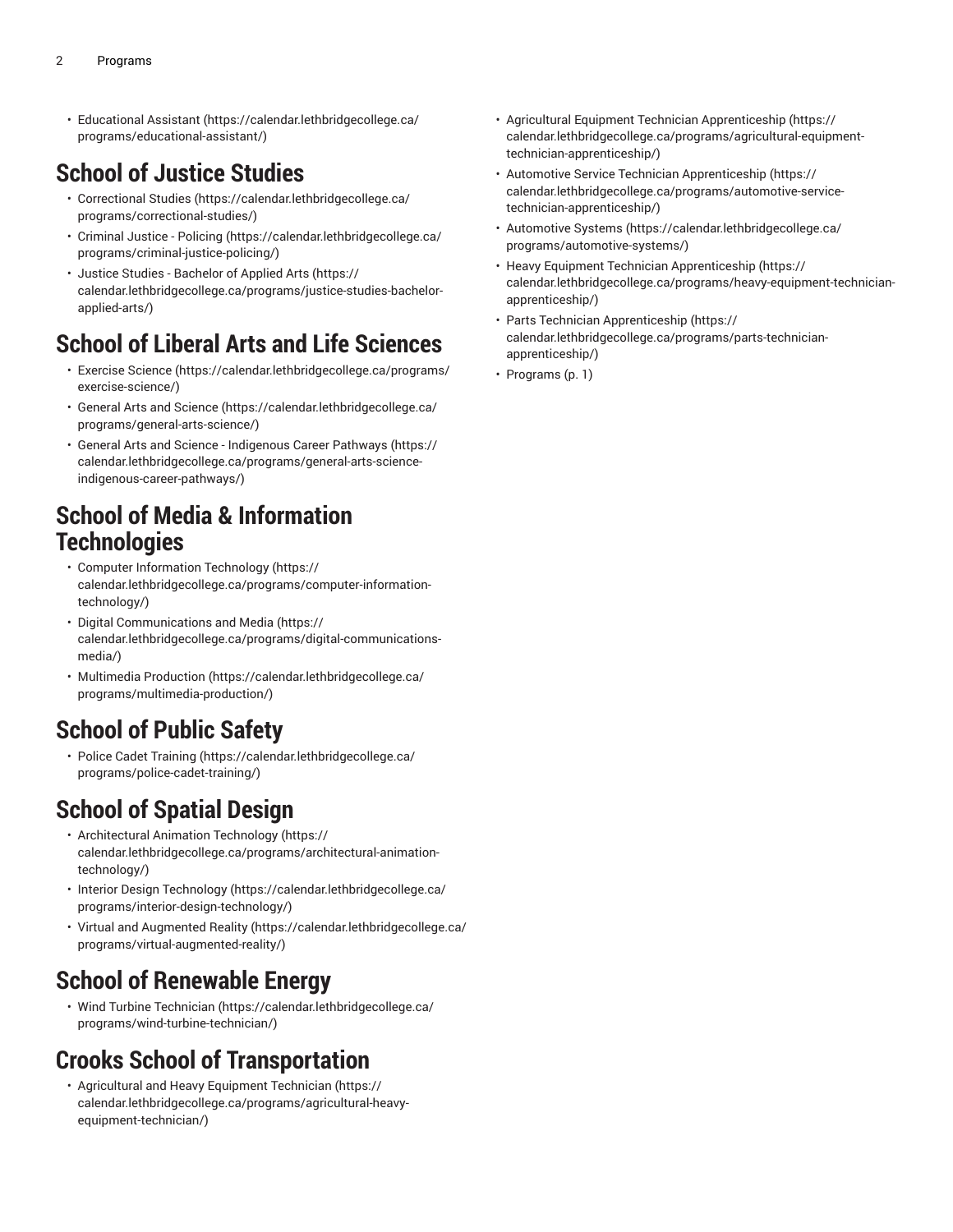- Educational Assistant (https://calendar.lethbridgecollege.ca/programs/educational-assistant/)

# School of Justice Studies

- Correctional Studies (https://calendar.lethbridgecollege.ca/programs/correctional-studies/)
- Criminal Justice - Policing (https://calendar.lethbridgecollege.ca/programs/criminal-justice-policing/)
- Justice Studies - Bachelor of Applied Arts (https://calendar.lethbridgecollege.ca/programs/justice-studies-bachelor-applied-arts/)

# School of Liberal Arts and Life Sciences

- Exercise Science (https://calendar.lethbridgecollege.ca/programs/exercise-science/)
- General Arts and Science (https://calendar.lethbridgecollege.ca/programs/general-arts-science/)
- General Arts and Science - Indigenous Career Pathways (https://calendar.lethbridgecollege.ca/programs/general-arts-science-indigenous-career-pathways/)

# School of Media & Information Technologies

- Computer Information Technology (https://calendar.lethbridgecollege.ca/programs/computer-information-technology/)
- Digital Communications and Media (https://calendar.lethbridgecollege.ca/programs/digital-communications-media/)
- Multimedia Production (https://calendar.lethbridgecollege.ca/programs/multimedia-production/)

# School of Public Safety

- Police Cadet Training (https://calendar.lethbridgecollege.ca/programs/police-cadet-training/)

# School of Spatial Design

- Architectural Animation Technology (https://calendar.lethbridgecollege.ca/programs/architectural-animation-technology/)
- Interior Design Technology (https://calendar.lethbridgecollege.ca/programs/interior-design-technology/)
- Virtual and Augmented Reality (https://calendar.lethbridgecollege.ca/programs/virtual-augmented-reality/)

# School of Renewable Energy

- Wind Turbine Technician (https://calendar.lethbridgecollege.ca/programs/wind-turbine-technician/)

# Crooks School of Transportation

- Agricultural and Heavy Equipment Technician (https://calendar.lethbridgecollege.ca/programs/agricultural-heavy-equipment-technician/)
- Agricultural Equipment Technician Apprenticeship (https://calendar.lethbridgecollege.ca/programs/agricultural-equipment-technician-apprenticeship/)
- Automotive Service Technician Apprenticeship (https://calendar.lethbridgecollege.ca/programs/automotive-service-technician-apprenticeship/)
- Automotive Systems (https://calendar.lethbridgecollege.ca/programs/automotive-systems/)
- Heavy Equipment Technician Apprenticeship (https://calendar.lethbridgecollege.ca/programs/heavy-equipment-technician-apprenticeship/)
- Parts Technician Apprenticeship (https://calendar.lethbridgecollege.ca/programs/parts-technician-apprenticeship/)
- Programs (p. 1)